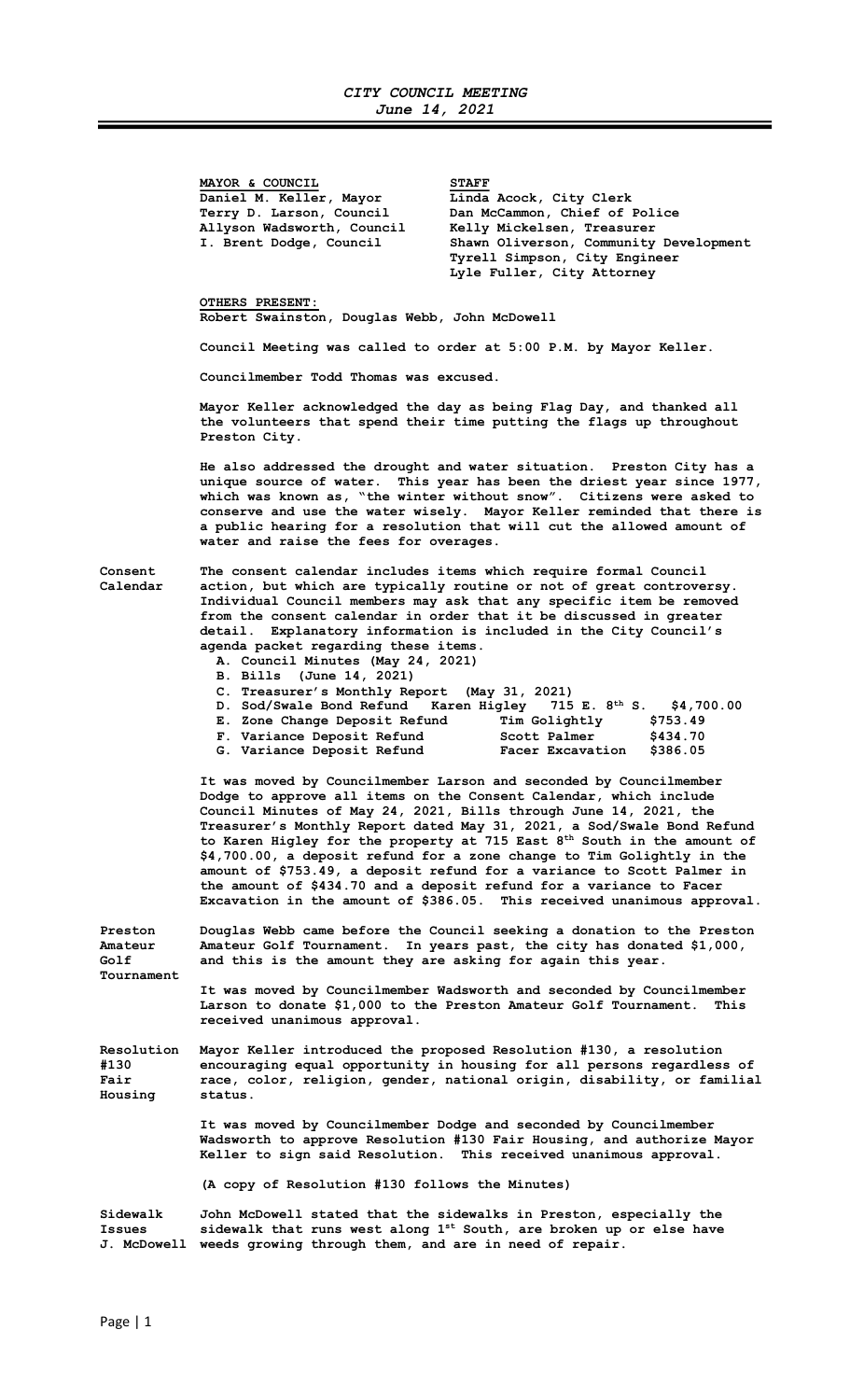# *CITY COUNCIL MEETING*
### *June 14, 2021*

| **MAYOR & COUNCIL** | **STAFF** |
|---|---|
| Daniel M. Keller, Mayor | Linda Acock, City Clerk |
| Terry D. Larson, Council | Dan McCammon, Chief of Police |
| Allyson Wadsworth, Council | Kelly Mickelsen, Treasurer |
| I. Brent Dodge, Council | Shawn Oliverson, Community Development |
| | Tyrell Simpson, City Engineer |
| | Lyle Fuller, City Attorney |

**OTHERS PRESENT:**
**Robert Swainston, Douglas Webb, John McDowell**

**Council Meeting was called to order at 5:00 P.M. by Mayor Keller.**

**Councilmember Todd Thomas was excused.**

**Mayor Keller acknowledged the day as being Flag Day, and thanked all the volunteers that spend their time putting the flags up throughout Preston City.**

**He also addressed the drought and water situation. Preston City has a unique source of water. This year has been the driest year since 1977, which was known as, "the winter without snow". Citizens were asked to conserve and use the water wisely. Mayor Keller reminded that there is a public hearing for a resolution that will cut the allowed amount of water and raise the fees for overages.**

**Consent Calendar**

**The consent calendar includes items which require formal Council action, but which are typically routine or not of great controversy. Individual Council members may ask that any specific item be removed from the consent calendar in order that it be discussed in greater detail. Explanatory information is included in the City Council's agenda packet regarding these items.**

**A. Council Minutes (May 24, 2021)**
**B. Bills (June 14, 2021)**
**C. Treasurer's Monthly Report (May 31, 2021)**
**D. Sod/Swale Bond Refund Karen Higley 715 E. 8th S. $4,700.00**
**E. Zone Change Deposit Refund Tim Golightly $753.49**
**F. Variance Deposit Refund Scott Palmer $434.70**
**G. Variance Deposit Refund Facer Excavation $386.05**

**It was moved by Councilmember Larson and seconded by Councilmember Dodge to approve all items on the Consent Calendar, which include Council Minutes of May 24, 2021, Bills through June 14, 2021, the Treasurer's Monthly Report dated May 31, 2021, a Sod/Swale Bond Refund to Karen Higley for the property at 715 East 8th South in the amount of $4,700.00, a deposit refund for a zone change to Tim Golightly in the amount of $753.49, a deposit refund for a variance to Scott Palmer in the amount of $434.70 and a deposit refund for a variance to Facer Excavation in the amount of $386.05. This received unanimous approval.**

**Preston Amateur Golf Tournament**

**Douglas Webb came before the Council seeking a donation to the Preston Amateur Golf Tournament. In years past, the city has donated $1,000, and this is the amount they are asking for again this year.**

**It was moved by Councilmember Wadsworth and seconded by Councilmember Larson to donate $1,000 to the Preston Amateur Golf Tournament. This received unanimous approval.**

**Resolution #130 Fair Housing**

**Mayor Keller introduced the proposed Resolution #130, a resolution encouraging equal opportunity in housing for all persons regardless of race, color, religion, gender, national origin, disability, or familial status.**

**It was moved by Councilmember Dodge and seconded by Councilmember Wadsworth to approve Resolution #130 Fair Housing, and authorize Mayor Keller to sign said Resolution. This received unanimous approval.**

**(A copy of Resolution #130 follows the Minutes)**

**Sidewalk Issues J. McDowell**

**John McDowell stated that the sidewalks in Preston, especially the sidewalk that runs west along 1st South, are broken up or else have weeds growing through them, and are in need of repair.**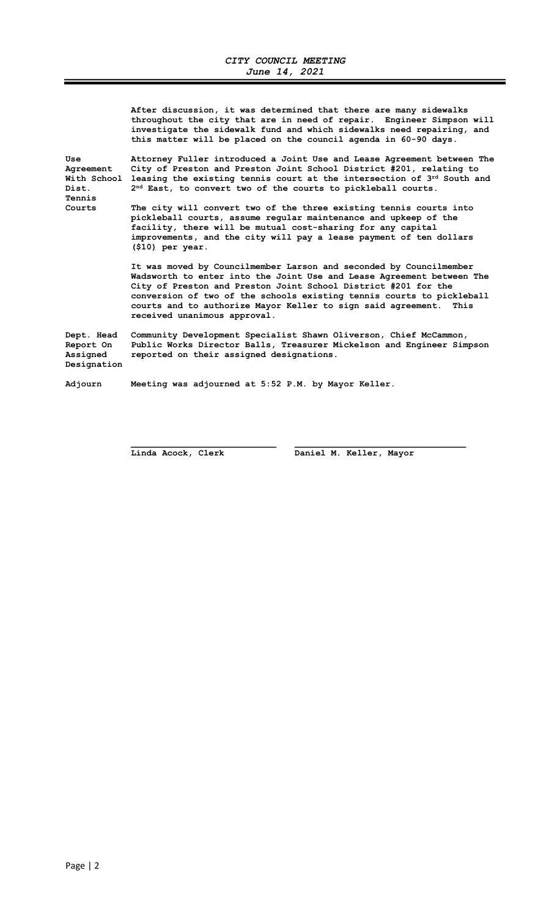After discussion, it was determined that there are many sidewalks throughout the city that are in need of repair. Engineer Simpson will investigate the sidewalk fund and which sidewalks need repairing, and this matter will be placed on the council agenda in 60-90 days.

**Use Agreement With School Dist. Tennis Courts**

Attorney Fuller introduced a Joint Use and Lease Agreement between The City of Preston and Preston Joint School District #201, relating to leasing the existing tennis court at the intersection of 3rd South and 2nd East, to convert two of the courts to pickleball courts.

The city will convert two of the three existing tennis courts into pickleball courts, assume regular maintenance and upkeep of the facility, there will be mutual cost-sharing for any capital improvements, and the city will pay a lease payment of ten dollars ($10) per year.

It was moved by Councilmember Larson and seconded by Councilmember Wadsworth to enter into the Joint Use and Lease Agreement between The City of Preston and Preston Joint School District #201 for the conversion of two of the schools existing tennis courts to pickleball courts and to authorize Mayor Keller to sign said agreement. This received unanimous approval.

**Dept. Head Report On Assigned Designation**

Community Development Specialist Shawn Oliverson, Chief McCammon, Public Works Director Balls, Treasurer Mickelson and Engineer Simpson reported on their assigned designations.

**Adjourn**

Meeting was adjourned at 5:52 P.M. by Mayor Keller.

\_\_\_\_\_\_\_\_\_\_\_\_\_\_\_\_\_\_\_\_\_\_\_\_\_\_ \_\_\_\_\_\_\_\_\_\_\_\_\_\_\_\_\_\_\_\_\_\_\_\_\_\_\_\_\_\_

Linda Acock, Clerk Daniel M. Keller, Mayor